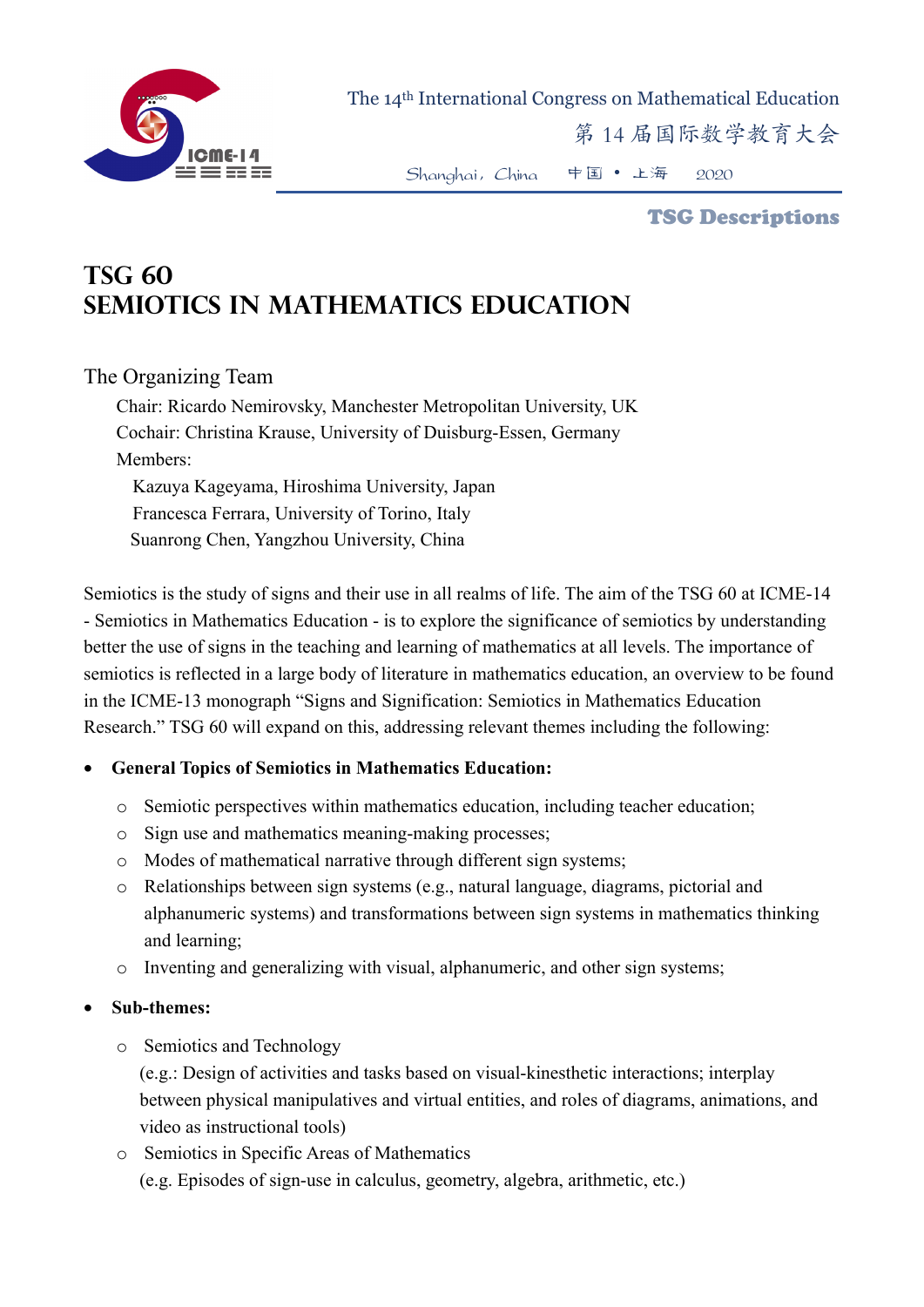The 14th International Congress on Mathematical Education

第 14 届国际数学教育大会

Shanghai，China 中国 • 上海 2020

**TSG Descriptions**

# TSG 60
# SEMIOTICS IN MATHEMATICS EDUCATION

## The Organizing Team

Chair: Ricardo Nemirovsky, Manchester Metropolitan University, UK
Cochair: Christina Krause, University of Duisburg-Essen, Germany
Members:
Kazuya Kageyama, Hiroshima University, Japan
Francesca Ferrara, University of Torino, Italy
Suanrong Chen, Yangzhou University, China

Semiotics is the study of signs and their use in all realms of life. The aim of the TSG 60 at ICME-14 - Semiotics in Mathematics Education - is to explore the significance of semiotics by understanding better the use of signs in the teaching and learning of mathematics at all levels. The importance of semiotics is reflected in a large body of literature in mathematics education, an overview to be found in the ICME-13 monograph "Signs and Signification: Semiotics in Mathematics Education Research." TSG 60 will expand on this, addressing relevant themes including the following:

- **General Topics of Semiotics in Mathematics Education:**
  - Semiotic perspectives within mathematics education, including teacher education;
  - Sign use and mathematics meaning-making processes;
  - Modes of mathematical narrative through different sign systems;
  - Relationships between sign systems (e.g., natural language, diagrams, pictorial and alphanumeric systems) and transformations between sign systems in mathematics thinking and learning;
  - Inventing and generalizing with visual, alphanumeric, and other sign systems;
- **Sub-themes:**
  - Semiotics and Technology
    (e.g.: Design of activities and tasks based on visual-kinesthetic interactions; interplay between physical manipulatives and virtual entities, and roles of diagrams, animations, and video as instructional tools)
  - Semiotics in Specific Areas of Mathematics
    (e.g. Episodes of sign-use in calculus, geometry, algebra, arithmetic, etc.)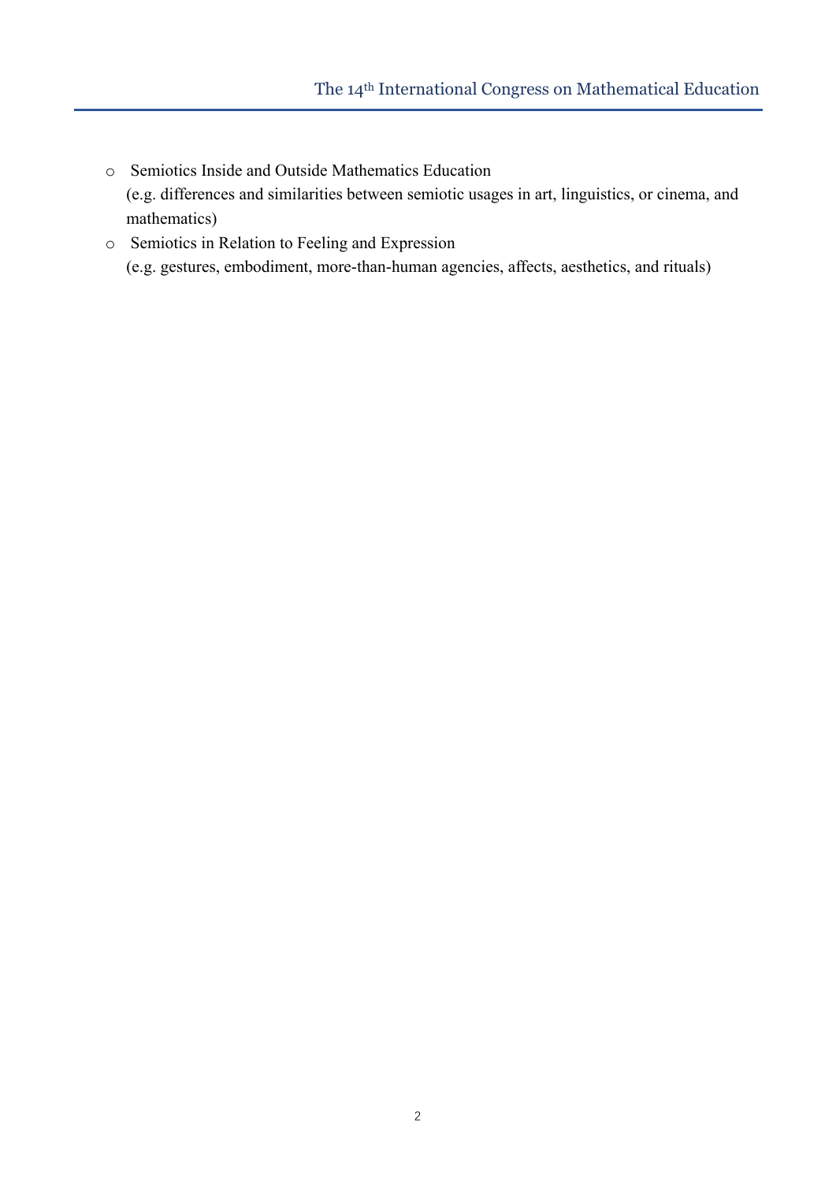- Semiotics Inside and Outside Mathematics Education
  (e.g. differences and similarities between semiotic usages in art, linguistics, or cinema, and mathematics)
- Semiotics in Relation to Feeling and Expression
  (e.g. gestures, embodiment, more-than-human agencies, affects, aesthetics, and rituals)